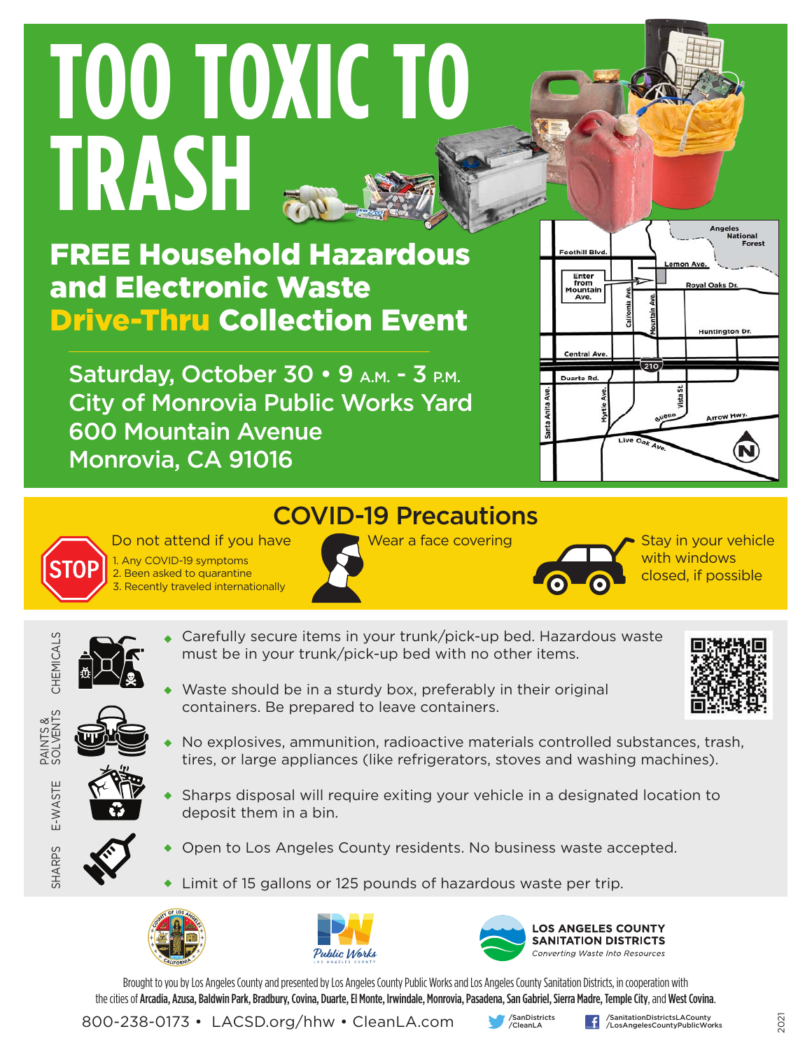# TOO TOXIC TO TRASH

## FREE Household Hazardous and Electronic Waste Drive-Thru Collection Event

**Saturday, October 30 • 9 A.M. - 3 P.M.**
**City of Monrovia Public Works Yard**
**600 Mountain Avenue**
**Monrovia, CA 91016**

Enter from Mountain Ave.

## COVID-19 Precautions

**STOP** Do not attend if you have

1. Any COVID-19 symptoms
2. Been asked to quarantine
3. Recently traveled internationally

Wear a face covering

Stay in your vehicle with windows closed, if possible

CHEMICALS · PAINTS & SOLVENTS · E-WASTE · SHARPS

- Carefully secure items in your trunk/pick-up bed. Hazardous waste must be in your trunk/pick-up bed with no other items.
- Waste should be in a sturdy box, preferably in their original containers. Be prepared to leave containers.
- No explosives, ammunition, radioactive materials controlled substances, trash, tires, or large appliances (like refrigerators, stoves and washing machines).
- Sharps disposal will require exiting your vehicle in a designated location to deposit them in a bin.
- Open to Los Angeles County residents. No business waste accepted.
- Limit of 15 gallons or 125 pounds of hazardous waste per trip.

Public Works — Los Angeles County

LOS ANGELES COUNTY SANITATION DISTRICTS — *Converting Waste Into Resources*

Brought to you by Los Angeles County and presented by Los Angeles County Public Works and Los Angeles County Sanitation Districts, in cooperation with the cities of **Arcadia, Azusa, Baldwin Park, Bradbury, Covina, Duarte, El Monte, Irwindale, Monrovia, Pasadena, San Gabriel, Sierra Madre, Temple City**, and **West Covina**.

800-238-0173 • LACSD.org/hhw • CleanLA.com

/SanDistricts /CleanLA

/SanitationDistrictsLACounty /LosAngelesCountyPublicWorks

2021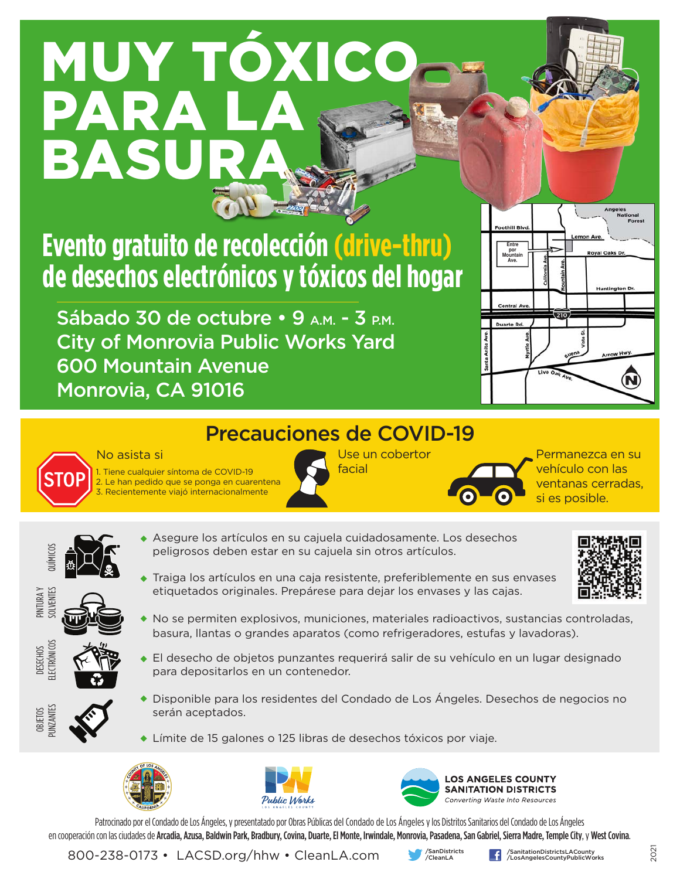# MUY TÓXICO PARA LA BASURA

## Evento gratuito de recolección (drive-thru) de desechos electrónicos y tóxicos del hogar

Sábado 30 de octubre • 9 A.M. - 3 P.M.
City of Monrovia Public Works Yard
600 Mountain Avenue
Monrovia, CA 91016

Foothill Blvd.
Entre por Mountain Ave.
California Ave.
Mountain Ave.
Angeles National Forest
Lemon Ave.
Royal Oaks Dr.
Huntington Dr.
Central Ave.
210
Duarte Rd.
Santa Anita Ave.
Myrtle Ave.
Buena
Vista St.
Arrow Hwy.
Live Oak Ave.
N

## Precauciones de COVID-19

STOP

No asista si

1. Tiene cualquier síntoma de COVID-19
2. Le han pedido que se ponga en cuarentena
3. Recientemente viajó internacionalmente

Use un cobertor facial

Permanezca en su vehículo con las ventanas cerradas, si es posible.

QUÍMICOS

PINTURA Y SOLVENTES

DESECHOS ELECTRÓNICOS

OBJETOS PUNZANTES

- Asegure los artículos en su cajuela cuidadosamente. Los desechos peligrosos deben estar en su cajuela sin otros artículos.
- Traiga los artículos en una caja resistente, preferiblemente en sus envases etiquetados originales. Prepárese para dejar los envases y las cajas.
- No se permiten explosivos, municiones, materiales radioactivos, sustancias controladas, basura, llantas o grandes aparatos (como refrigeradores, estufas y lavadoras).
- El desecho de objetos punzantes requerirá salir de su vehículo en un lugar designado para depositarlos en un contenedor.
- Disponible para los residentes del Condado de Los Ángeles. Desechos de negocios no serán aceptados.
- Límite de 15 galones o 125 libras de desechos tóxicos por viaje.

Public Works LOS ANGELES COUNTY

LOS ANGELES COUNTY SANITATION DISTRICTS
*Converting Waste Into Resources*

Patrocinado por el Condado de Los Ángeles, y presentatado por Obras Públicas del Condado de Los Ángeles y los Distritos Sanitarios del Condado de Los Ángeles en cooperación con las ciudades de **Arcadia, Azusa, Baldwin Park, Bradbury, Covina, Duarte, El Monte, Irwindale, Monrovia, Pasadena, San Gabriel, Sierra Madre, Temple City**, y **West Covina**.

800-238-0173 • LACSD.org/hhw • CleanLA.com

/SanDistricts /CleanLA

/SanitationDistrictsLACounty /LosAngelesCountyPublicWorks

2021